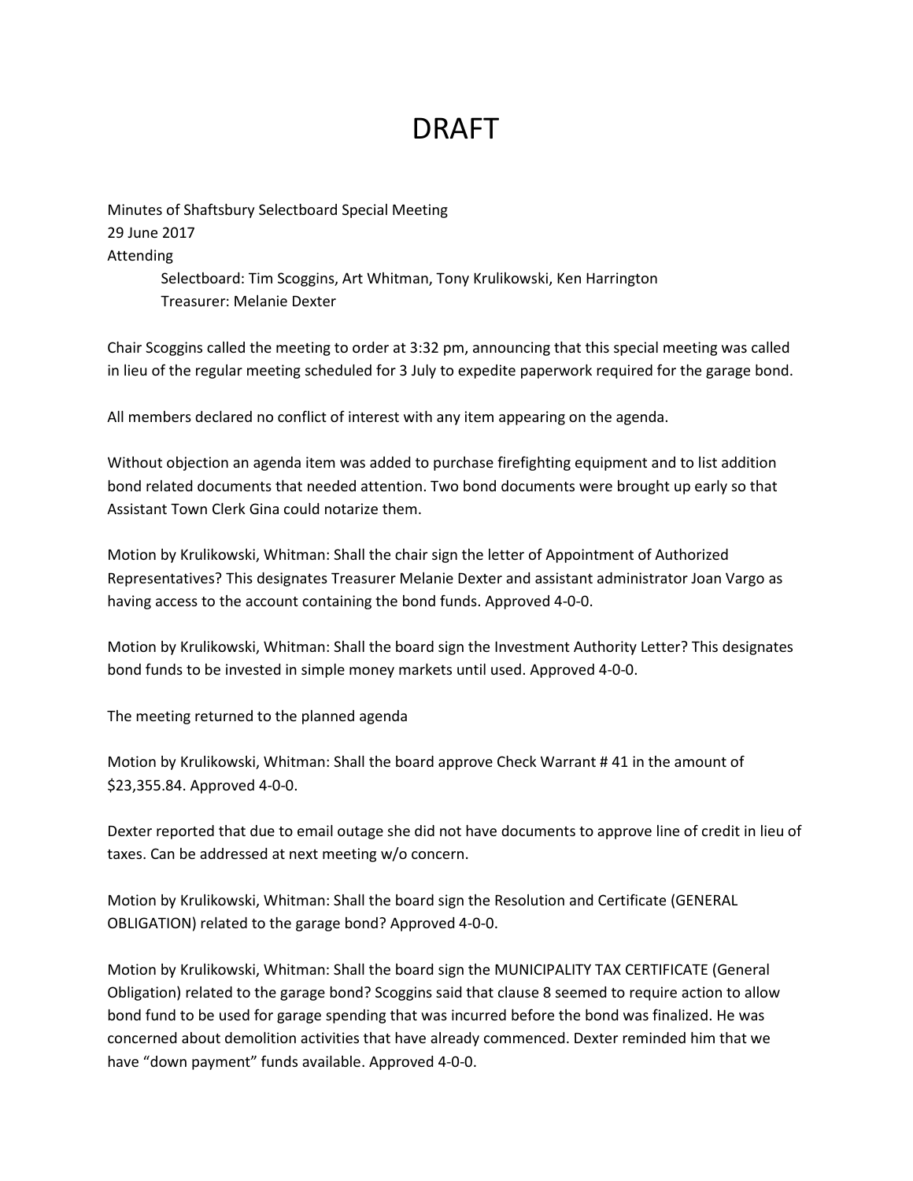# DRAFT

Minutes of Shaftsbury Selectboard Special Meeting
29 June 2017
Attending

> Selectboard: Tim Scoggins, Art Whitman, Tony Krulikowski, Ken Harrington
> Treasurer: Melanie Dexter

Chair Scoggins called the meeting to order at 3:32 pm, announcing that this special meeting was called in lieu of the regular meeting scheduled for 3 July to expedite paperwork required for the garage bond.

All members declared no conflict of interest with any item appearing on the agenda.

Without objection an agenda item was added to purchase firefighting equipment and to list addition bond related documents that needed attention. Two bond documents were brought up early so that Assistant Town Clerk Gina could notarize them.

Motion by Krulikowski, Whitman: Shall the chair sign the letter of Appointment of Authorized Representatives? This designates Treasurer Melanie Dexter and assistant administrator Joan Vargo as having access to the account containing the bond funds. Approved 4-0-0.

Motion by Krulikowski, Whitman: Shall the board sign the Investment Authority Letter? This designates bond funds to be invested in simple money markets until used. Approved 4-0-0.

The meeting returned to the planned agenda

Motion by Krulikowski, Whitman: Shall the board approve Check Warrant # 41 in the amount of $23,355.84. Approved 4-0-0.

Dexter reported that due to email outage she did not have documents to approve line of credit in lieu of taxes. Can be addressed at next meeting w/o concern.

Motion by Krulikowski, Whitman: Shall the board sign the Resolution and Certificate (GENERAL OBLIGATION) related to the garage bond? Approved 4-0-0.

Motion by Krulikowski, Whitman: Shall the board sign the MUNICIPALITY TAX CERTIFICATE (General Obligation) related to the garage bond? Scoggins said that clause 8 seemed to require action to allow bond fund to be used for garage spending that was incurred before the bond was finalized. He was concerned about demolition activities that have already commenced. Dexter reminded him that we have "down payment" funds available. Approved 4-0-0.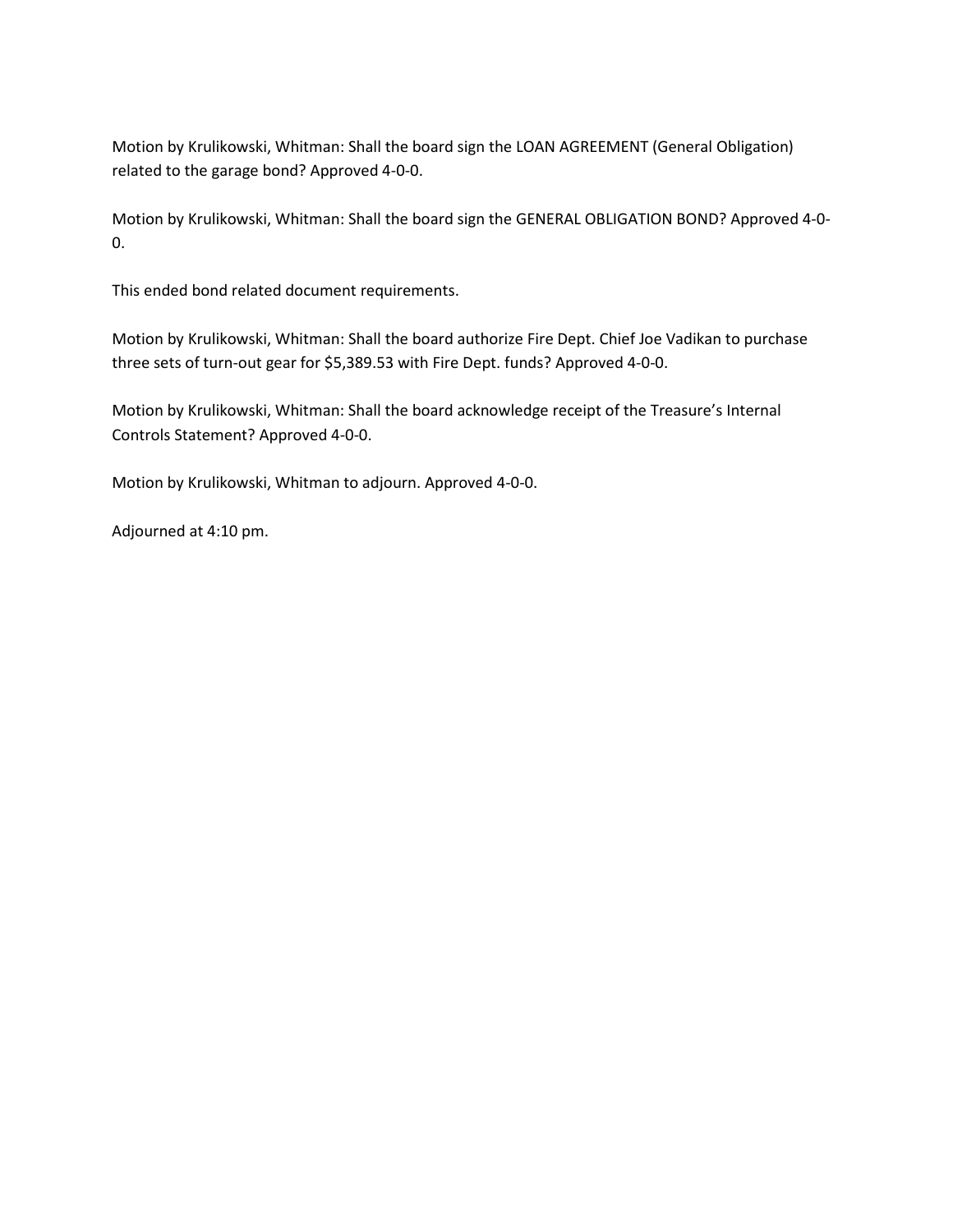Motion by Krulikowski, Whitman: Shall the board sign the LOAN AGREEMENT (General Obligation) related to the garage bond? Approved 4-0-0.

Motion by Krulikowski, Whitman: Shall the board sign the GENERAL OBLIGATION BOND? Approved 4-0-0.

This ended bond related document requirements.

Motion by Krulikowski, Whitman: Shall the board authorize Fire Dept. Chief Joe Vadikan to purchase three sets of turn-out gear for $5,389.53 with Fire Dept. funds? Approved 4-0-0.

Motion by Krulikowski, Whitman: Shall the board acknowledge receipt of the Treasure's Internal Controls Statement? Approved 4-0-0.

Motion by Krulikowski, Whitman to adjourn. Approved 4-0-0.

Adjourned at 4:10 pm.